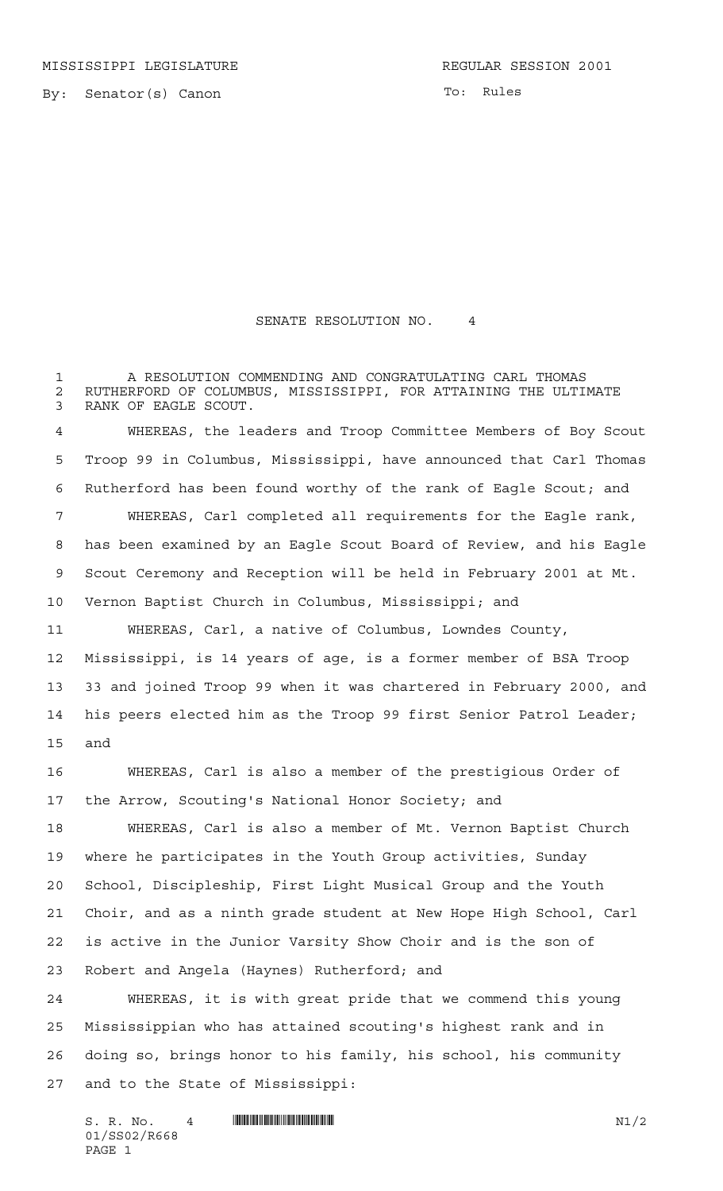MISSISSIPPI LEGISLATURE REGULAR SESSION 2001

By: Senator(s) Canon

To: Rules

# SENATE RESOLUTION NO. 4

A RESOLUTION COMMENDING AND CONGRATULATING CARL THOMAS RUTHERFORD OF COLUMBUS, MISSISSIPPI, FOR ATTAINING THE ULTIMATE RANK OF EAGLE SCOUT.

WHEREAS, the leaders and Troop Committee Members of Boy Scout Troop 99 in Columbus, Mississippi, have announced that Carl Thomas Rutherford has been found worthy of the rank of Eagle Scout; and

WHEREAS, Carl completed all requirements for the Eagle rank, has been examined by an Eagle Scout Board of Review, and his Eagle Scout Ceremony and Reception will be held in February 2001 at Mt. Vernon Baptist Church in Columbus, Mississippi; and

WHEREAS, Carl, a native of Columbus, Lowndes County, Mississippi, is 14 years of age, is a former member of BSA Troop 33 and joined Troop 99 when it was chartered in February 2000, and his peers elected him as the Troop 99 first Senior Patrol Leader; and

WHEREAS, Carl is also a member of the prestigious Order of the Arrow, Scouting's National Honor Society; and

WHEREAS, Carl is also a member of Mt. Vernon Baptist Church where he participates in the Youth Group activities, Sunday School, Discipleship, First Light Musical Group and the Youth Choir, and as a ninth grade student at New Hope High School, Carl is active in the Junior Varsity Show Choir and is the son of Robert and Angela (Haynes) Rutherford; and

WHEREAS, it is with great pride that we commend this young Mississippian who has attained scouting's highest rank and in doing so, brings honor to his family, his school, his community and to the State of Mississippi: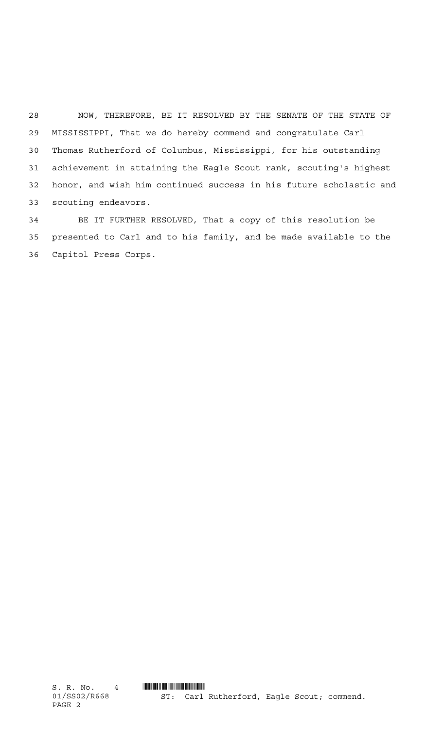NOW, THEREFORE, BE IT RESOLVED BY THE SENATE OF THE STATE OF MISSISSIPPI, That we do hereby commend and congratulate Carl Thomas Rutherford of Columbus, Mississippi, for his outstanding achievement in attaining the Eagle Scout rank, scouting's highest honor, and wish him continued success in his future scholastic and scouting endeavors.

BE IT FURTHER RESOLVED, That a copy of this resolution be presented to Carl and to his family, and be made available to the Capitol Press Corps.